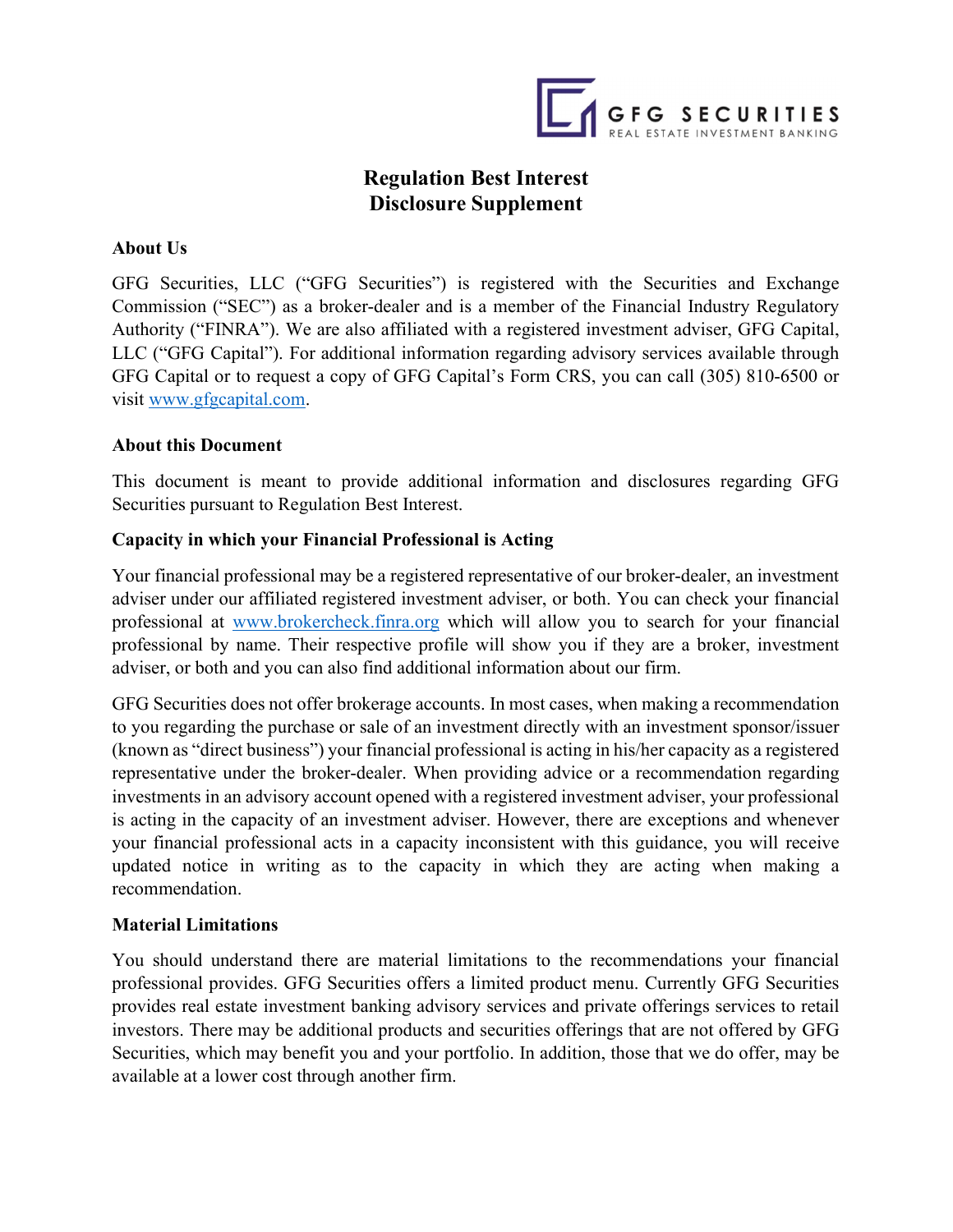# Regulation Best Interest Disclosure Supplement

## About Us

GFG Securities, LLC ("GFG Securities") is registered with the Securities and Exchange Commission ("SEC") as a broker-dealer and is a member of the Financial Industry Regulatory Authority ("FINRA"). We are also affiliated with a registered investment adviser, GFG Capital, LLC ("GFG Capital"). For additional information regarding advisory services available through GFG Capital or to request a copy of GFG Capital's Form CRS, you can call (305) 810-6500 or visit www.gfgcapital.com.

## About this Document

This document is meant to provide additional information and disclosures regarding GFG Securities pursuant to Regulation Best Interest.

## Capacity in which your Financial Professional is Acting

Your financial professional may be a registered representative of our broker-dealer, an investment adviser under our affiliated registered investment adviser, or both. You can check your financial professional at www.brokercheck.finra.org which will allow you to search for your financial professional by name. Their respective profile will show you if they are a broker, investment adviser, or both and you can also find additional information about our firm.

GFG Securities does not offer brokerage accounts. In most cases, when making a recommendation to you regarding the purchase or sale of an investment directly with an investment sponsor/issuer (known as "direct business") your financial professional is acting in his/her capacity as a registered representative under the broker-dealer. When providing advice or a recommendation regarding investments in an advisory account opened with a registered investment adviser, your professional is acting in the capacity of an investment adviser. However, there are exceptions and whenever your financial professional acts in a capacity inconsistent with this guidance, you will receive updated notice in writing as to the capacity in which they are acting when making a recommendation.

## Material Limitations

You should understand there are material limitations to the recommendations your financial professional provides. GFG Securities offers a limited product menu. Currently GFG Securities provides real estate investment banking advisory services and private offerings services to retail investors. There may be additional products and securities offerings that are not offered by GFG Securities, which may benefit you and your portfolio. In addition, those that we do offer, may be available at a lower cost through another firm.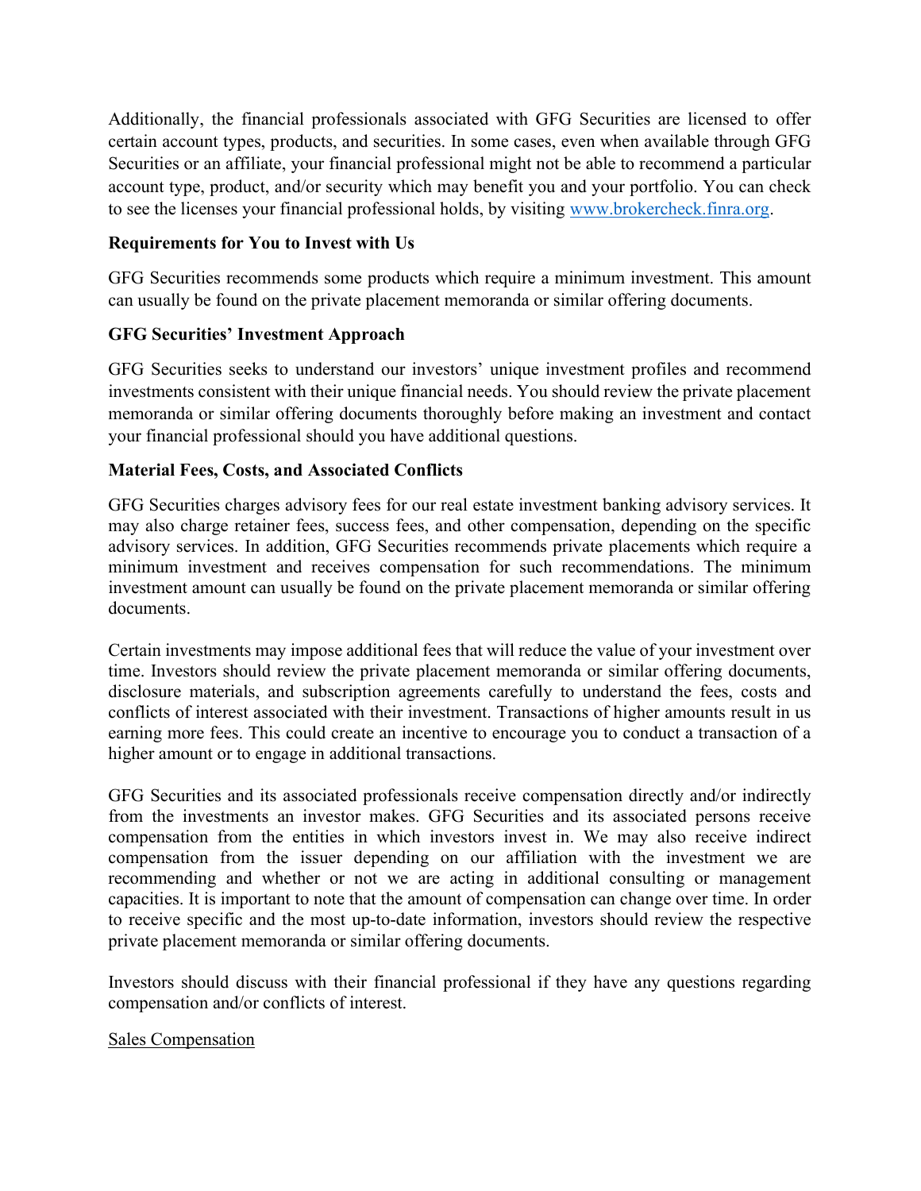Additionally, the financial professionals associated with GFG Securities are licensed to offer certain account types, products, and securities. In some cases, even when available through GFG Securities or an affiliate, your financial professional might not be able to recommend a particular account type, product, and/or security which may benefit you and your portfolio. You can check to see the licenses your financial professional holds, by visiting [www.brokercheck.finra.org](http://www.brokercheck.finra.org).

**Requirements for You to Invest with Us**

GFG Securities recommends some products which require a minimum investment. This amount can usually be found on the private placement memoranda or similar offering documents.

**GFG Securities' Investment Approach**

GFG Securities seeks to understand our investors' unique investment profiles and recommend investments consistent with their unique financial needs. You should review the private placement memoranda or similar offering documents thoroughly before making an investment and contact your financial professional should you have additional questions.

**Material Fees, Costs, and Associated Conflicts**

GFG Securities charges advisory fees for our real estate investment banking advisory services. It may also charge retainer fees, success fees, and other compensation, depending on the specific advisory services. In addition, GFG Securities recommends private placements which require a minimum investment and receives compensation for such recommendations. The minimum investment amount can usually be found on the private placement memoranda or similar offering documents.

Certain investments may impose additional fees that will reduce the value of your investment over time. Investors should review the private placement memoranda or similar offering documents, disclosure materials, and subscription agreements carefully to understand the fees, costs and conflicts of interest associated with their investment. Transactions of higher amounts result in us earning more fees. This could create an incentive to encourage you to conduct a transaction of a higher amount or to engage in additional transactions.

GFG Securities and its associated professionals receive compensation directly and/or indirectly from the investments an investor makes. GFG Securities and its associated persons receive compensation from the entities in which investors invest in. We may also receive indirect compensation from the issuer depending on our affiliation with the investment we are recommending and whether or not we are acting in additional consulting or management capacities. It is important to note that the amount of compensation can change over time. In order to receive specific and the most up-to-date information, investors should review the respective private placement memoranda or similar offering documents.

Investors should discuss with their financial professional if they have any questions regarding compensation and/or conflicts of interest.

Sales Compensation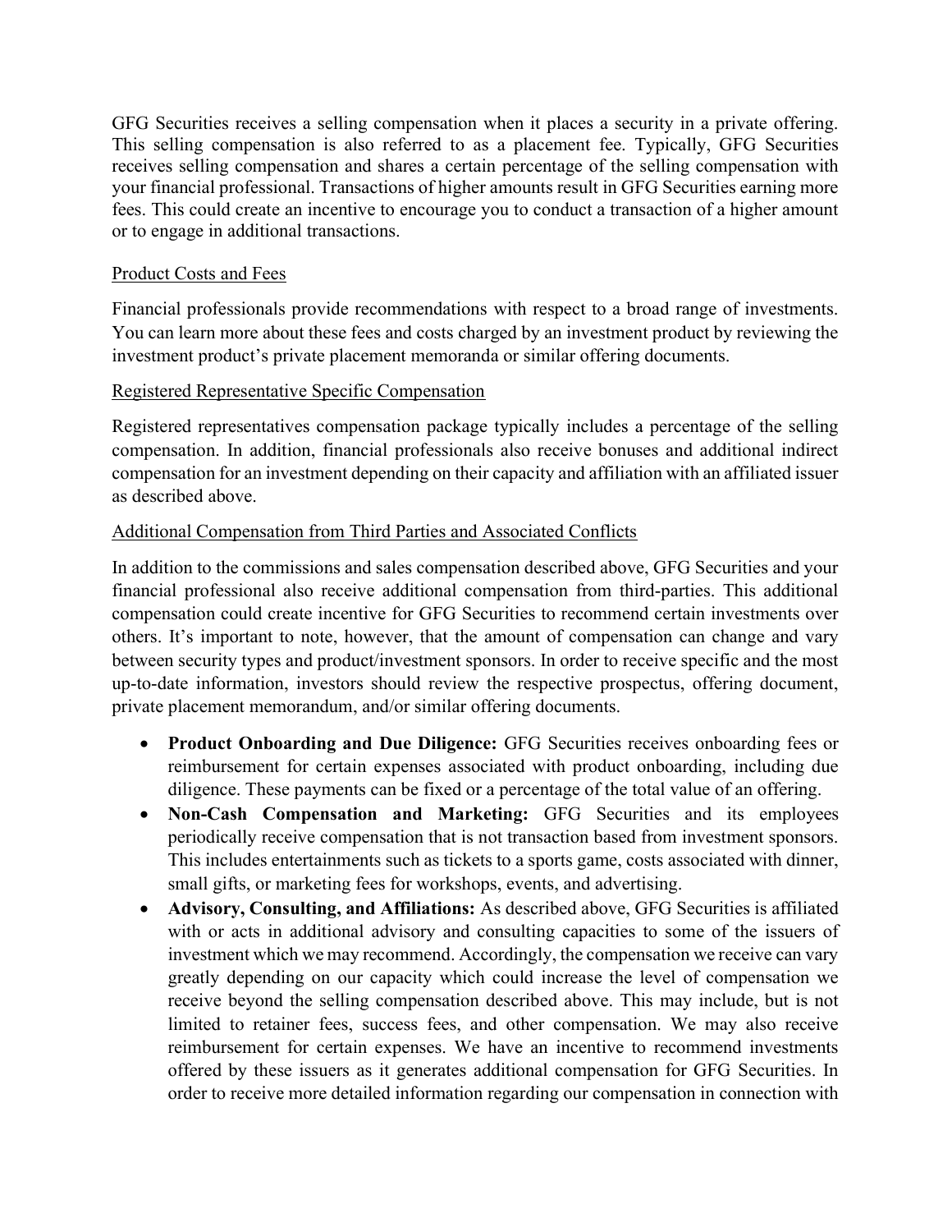GFG Securities receives a selling compensation when it places a security in a private offering. This selling compensation is also referred to as a placement fee. Typically, GFG Securities receives selling compensation and shares a certain percentage of the selling compensation with your financial professional. Transactions of higher amounts result in GFG Securities earning more fees. This could create an incentive to encourage you to conduct a transaction of a higher amount or to engage in additional transactions.

Product Costs and Fees

Financial professionals provide recommendations with respect to a broad range of investments. You can learn more about these fees and costs charged by an investment product by reviewing the investment product's private placement memoranda or similar offering documents.

Registered Representative Specific Compensation

Registered representatives compensation package typically includes a percentage of the selling compensation. In addition, financial professionals also receive bonuses and additional indirect compensation for an investment depending on their capacity and affiliation with an affiliated issuer as described above.

Additional Compensation from Third Parties and Associated Conflicts

In addition to the commissions and sales compensation described above, GFG Securities and your financial professional also receive additional compensation from third-parties. This additional compensation could create incentive for GFG Securities to recommend certain investments over others. It's important to note, however, that the amount of compensation can change and vary between security types and product/investment sponsors. In order to receive specific and the most up-to-date information, investors should review the respective prospectus, offering document, private placement memorandum, and/or similar offering documents.

- **Product Onboarding and Due Diligence:** GFG Securities receives onboarding fees or reimbursement for certain expenses associated with product onboarding, including due diligence. These payments can be fixed or a percentage of the total value of an offering.
- **Non-Cash Compensation and Marketing:** GFG Securities and its employees periodically receive compensation that is not transaction based from investment sponsors. This includes entertainments such as tickets to a sports game, costs associated with dinner, small gifts, or marketing fees for workshops, events, and advertising.
- **Advisory, Consulting, and Affiliations:** As described above, GFG Securities is affiliated with or acts in additional advisory and consulting capacities to some of the issuers of investment which we may recommend. Accordingly, the compensation we receive can vary greatly depending on our capacity which could increase the level of compensation we receive beyond the selling compensation described above. This may include, but is not limited to retainer fees, success fees, and other compensation. We may also receive reimbursement for certain expenses. We have an incentive to recommend investments offered by these issuers as it generates additional compensation for GFG Securities. In order to receive more detailed information regarding our compensation in connection with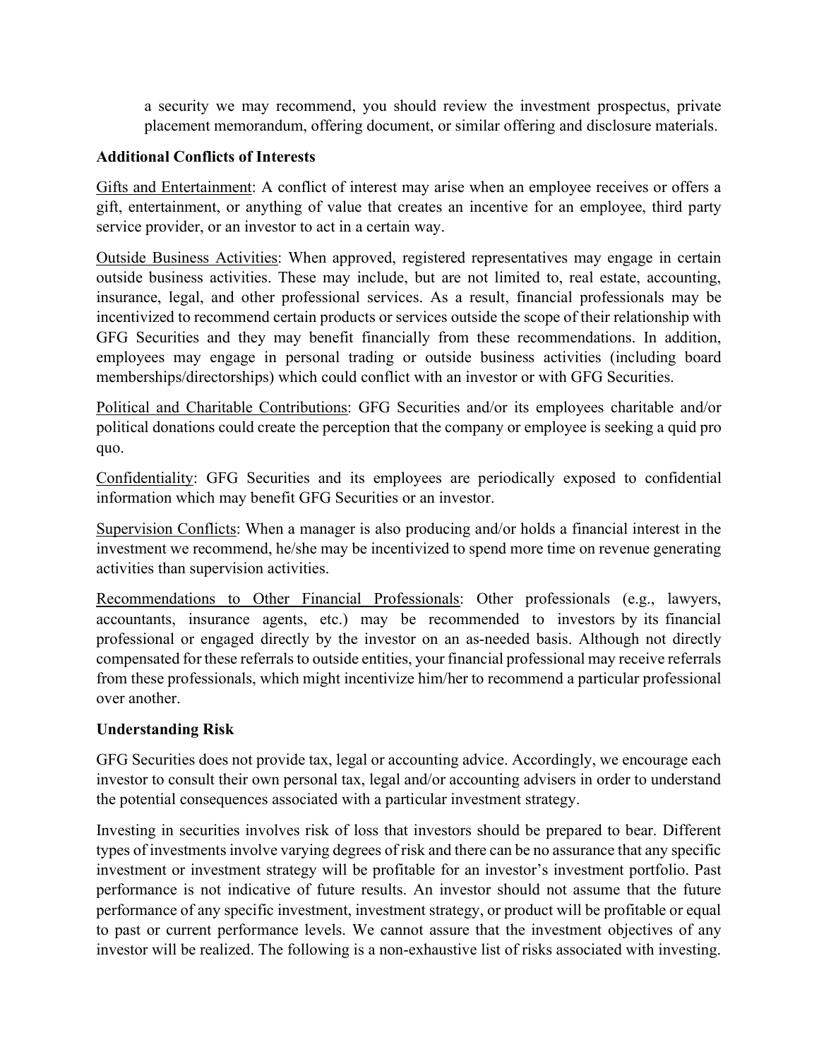a security we may recommend, you should review the investment prospectus, private placement memorandum, offering document, or similar offering and disclosure materials.

## Additional Conflicts of Interests

Gifts and Entertainment: A conflict of interest may arise when an employee receives or offers a gift, entertainment, or anything of value that creates an incentive for an employee, third party service provider, or an investor to act in a certain way.

Outside Business Activities: When approved, registered representatives may engage in certain outside business activities. These may include, but are not limited to, real estate, accounting, insurance, legal, and other professional services. As a result, financial professionals may be incentivized to recommend certain products or services outside the scope of their relationship with GFG Securities and they may benefit financially from these recommendations. In addition, employees may engage in personal trading or outside business activities (including board memberships/directorships) which could conflict with an investor or with GFG Securities.

Political and Charitable Contributions: GFG Securities and/or its employees charitable and/or political donations could create the perception that the company or employee is seeking a quid pro quo.

Confidentiality: GFG Securities and its employees are periodically exposed to confidential information which may benefit GFG Securities or an investor.

Supervision Conflicts: When a manager is also producing and/or holds a financial interest in the investment we recommend, he/she may be incentivized to spend more time on revenue generating activities than supervision activities.

Recommendations to Other Financial Professionals: Other professionals (e.g., lawyers, accountants, insurance agents, etc.) may be recommended to investors by its financial professional or engaged directly by the investor on an as-needed basis. Although not directly compensated for these referrals to outside entities, your financial professional may receive referrals from these professionals, which might incentivize him/her to recommend a particular professional over another.

## Understanding Risk

GFG Securities does not provide tax, legal or accounting advice. Accordingly, we encourage each investor to consult their own personal tax, legal and/or accounting advisers in order to understand the potential consequences associated with a particular investment strategy.

Investing in securities involves risk of loss that investors should be prepared to bear. Different types of investments involve varying degrees of risk and there can be no assurance that any specific investment or investment strategy will be profitable for an investor's investment portfolio. Past performance is not indicative of future results. An investor should not assume that the future performance of any specific investment, investment strategy, or product will be profitable or equal to past or current performance levels. We cannot assure that the investment objectives of any investor will be realized. The following is a non-exhaustive list of risks associated with investing.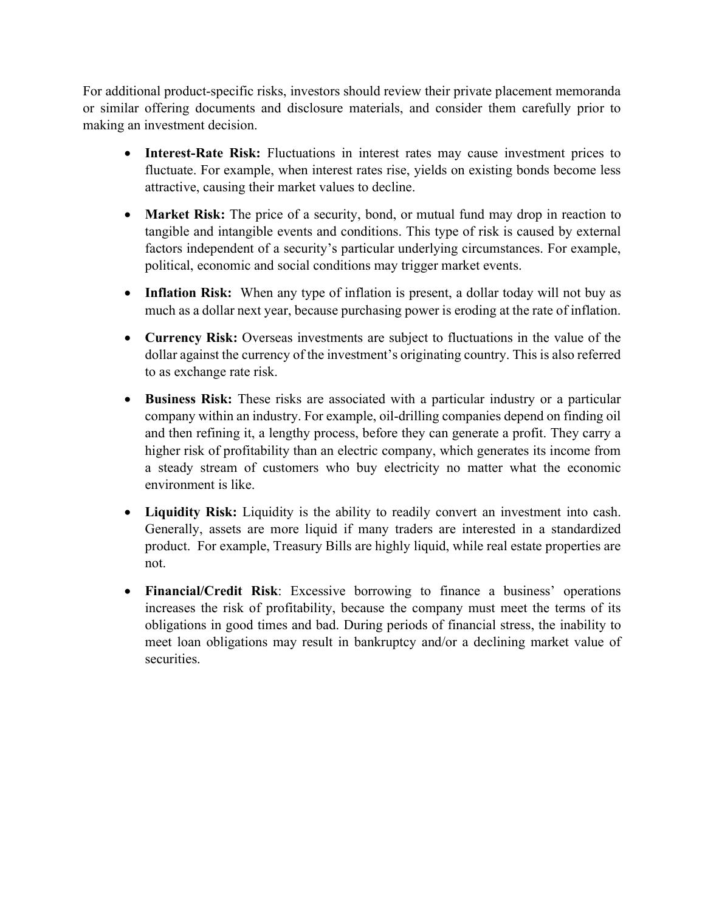For additional product-specific risks, investors should review their private placement memoranda or similar offering documents and disclosure materials, and consider them carefully prior to making an investment decision.

- **Interest-Rate Risk:** Fluctuations in interest rates may cause investment prices to fluctuate. For example, when interest rates rise, yields on existing bonds become less attractive, causing their market values to decline.
- **Market Risk:** The price of a security, bond, or mutual fund may drop in reaction to tangible and intangible events and conditions. This type of risk is caused by external factors independent of a security's particular underlying circumstances. For example, political, economic and social conditions may trigger market events.
- **Inflation Risk:** When any type of inflation is present, a dollar today will not buy as much as a dollar next year, because purchasing power is eroding at the rate of inflation.
- **Currency Risk:** Overseas investments are subject to fluctuations in the value of the dollar against the currency of the investment's originating country. This is also referred to as exchange rate risk.
- **Business Risk:** These risks are associated with a particular industry or a particular company within an industry. For example, oil-drilling companies depend on finding oil and then refining it, a lengthy process, before they can generate a profit. They carry a higher risk of profitability than an electric company, which generates its income from a steady stream of customers who buy electricity no matter what the economic environment is like.
- **Liquidity Risk:** Liquidity is the ability to readily convert an investment into cash. Generally, assets are more liquid if many traders are interested in a standardized product. For example, Treasury Bills are highly liquid, while real estate properties are not.
- **Financial/Credit Risk**: Excessive borrowing to finance a business' operations increases the risk of profitability, because the company must meet the terms of its obligations in good times and bad. During periods of financial stress, the inability to meet loan obligations may result in bankruptcy and/or a declining market value of securities.